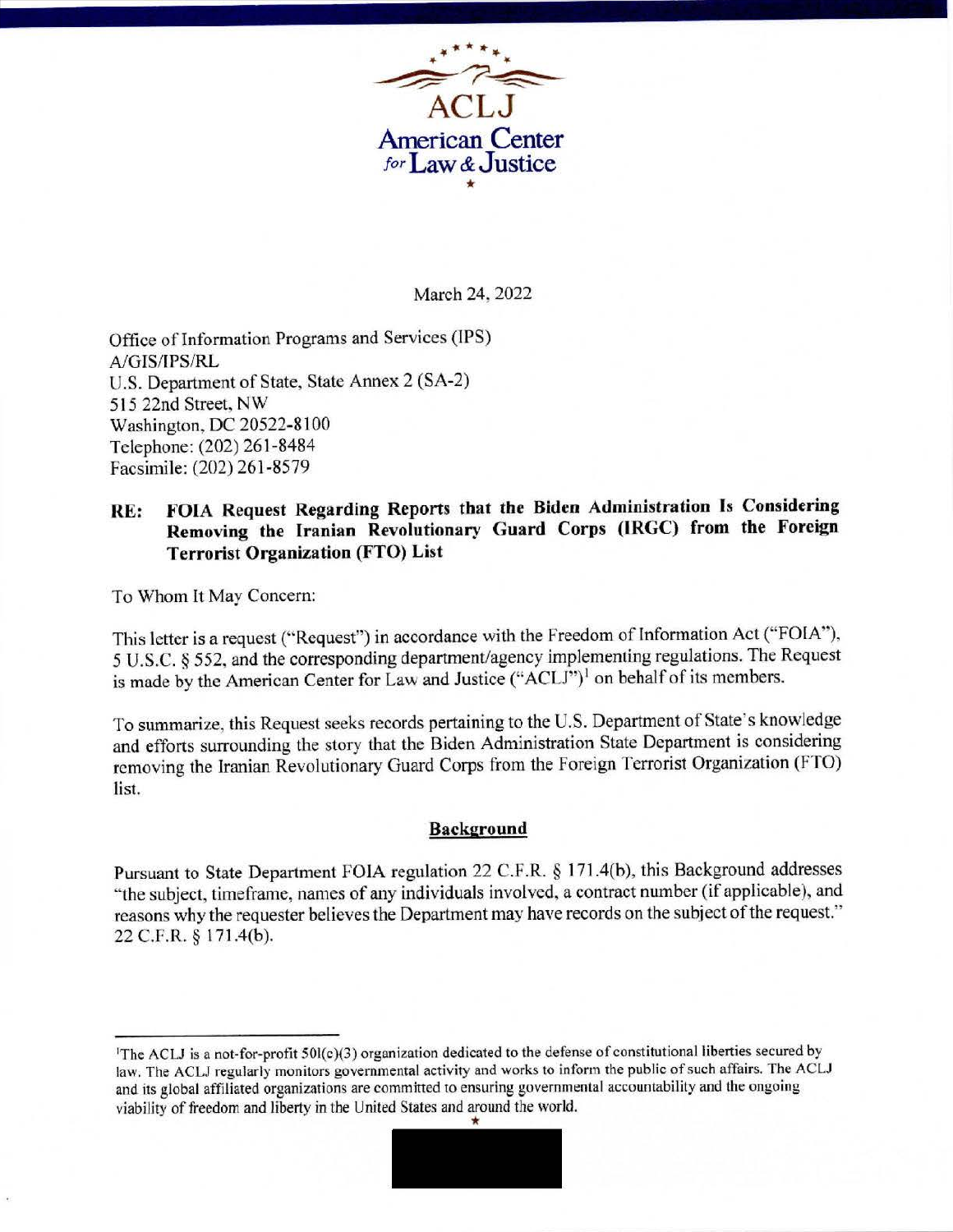ACLJ
American Center *for* Law & Justice

March 24, 2022

Office of Information Programs and Services (IPS)
A/GIS/IPS/RL
U.S. Department of State, State Annex 2 (SA-2)
515 22nd Street, NW
Washington, DC 20522-8100
Telephone: (202) 261-8484
Facsimile: (202) 261-8579

**RE: FOIA Request Regarding Reports that the Biden Administration Is Considering Removing the Iranian Revolutionary Guard Corps (IRGC) from the Foreign Terrorist Organization (FTO) List**

To Whom It May Concern:

This letter is a request ("Request") in accordance with the Freedom of Information Act ("FOIA"), 5 U.S.C. § 552, and the corresponding department/agency implementing regulations. The Request is made by the American Center for Law and Justice ("ACLJ")[1] on behalf of its members.

To summarize, this Request seeks records pertaining to the U.S. Department of State's knowledge and efforts surrounding the story that the Biden Administration State Department is considering removing the Iranian Revolutionary Guard Corps from the Foreign Terrorist Organization (FTO) list.

## Background

Pursuant to State Department FOIA regulation 22 C.F.R. § 171.4(b), this Background addresses "the subject, timeframe, names of any individuals involved, a contract number (if applicable), and reasons why the requester believes the Department may have records on the subject of the request." 22 C.F.R. § 171.4(b).

[1] The ACLJ is a not-for-profit 501(c)(3) organization dedicated to the defense of constitutional liberties secured by law. The ACLJ regularly monitors governmental activity and works to inform the public of such affairs. The ACLJ and its global affiliated organizations are committed to ensuring governmental accountability and the ongoing viability of freedom and liberty in the United States and around the world.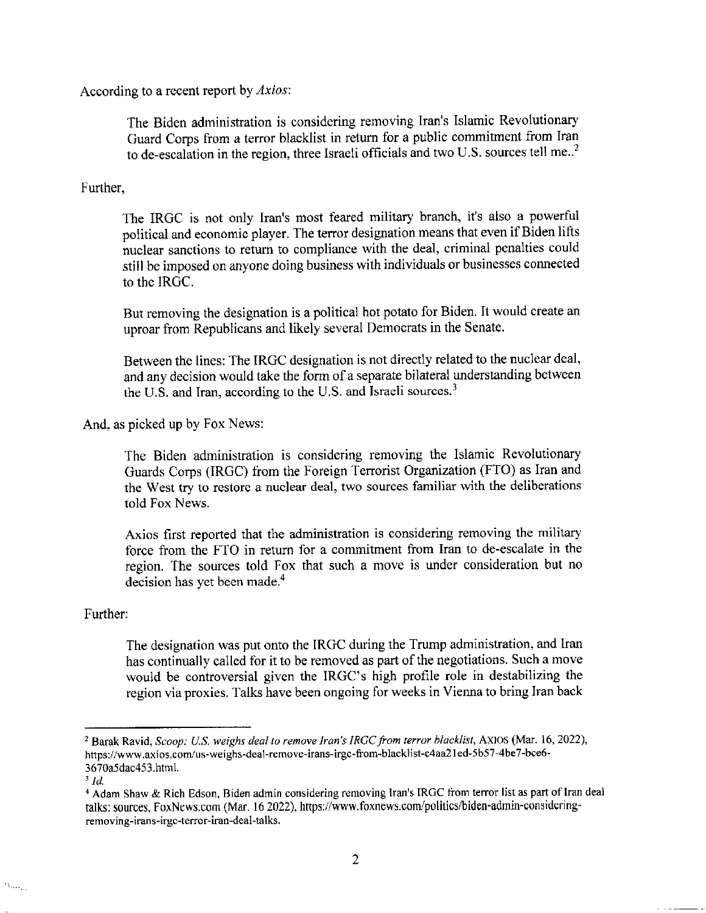According to a recent report by *Axios*:

> The Biden administration is considering removing Iran's Islamic Revolutionary Guard Corps from a terror blacklist in return for a public commitment from Iran to de-escalation in the region, three Israeli officials and two U.S. sources tell me..[2]

Further,

> The IRGC is not only Iran's most feared military branch, it's also a powerful political and economic player. The terror designation means that even if Biden lifts nuclear sanctions to return to compliance with the deal, criminal penalties could still be imposed on anyone doing business with individuals or businesses connected to the IRGC.
>
> But removing the designation is a political hot potato for Biden. It would create an uproar from Republicans and likely several Democrats in the Senate.
>
> Between the lines: The IRGC designation is not directly related to the nuclear deal, and any decision would take the form of a separate bilateral understanding between the U.S. and Iran, according to the U.S. and Israeli sources.[3]

And, as picked up by Fox News:

> The Biden administration is considering removing the Islamic Revolutionary Guards Corps (IRGC) from the Foreign Terrorist Organization (FTO) as Iran and the West try to restore a nuclear deal, two sources familiar with the deliberations told Fox News.
>
> Axios first reported that the administration is considering removing the military force from the FTO in return for a commitment from Iran to de-escalate in the region. The sources told Fox that such a move is under consideration but no decision has yet been made.[4]

Further:

> The designation was put onto the IRGC during the Trump administration, and Iran has continually called for it to be removed as part of the negotiations. Such a move would be controversial given the IRGC's high profile role in destabilizing the region via proxies. Talks have been ongoing for weeks in Vienna to bring Iran back

---

[2] Barak Ravid, *Scoop: U.S. weighs deal to remove Iran's IRGC from terror blacklist*, AXIOS (Mar. 16, 2022), https://www.axios.com/us-weighs-deal-remove-irans-irgc-from-blacklist-c4aa21ed-5b57-4be7-bce6-3670a5dac453.html.

[3] *Id.*

[4] Adam Shaw & Rich Edson, Biden admin considering removing Iran's IRGC from terror list as part of Iran deal talks: sources, FoxNews.com (Mar. 16 2022), https://www.foxnews.com/politics/biden-admin-considering-removing-irans-irgc-terror-iran-deal-talks.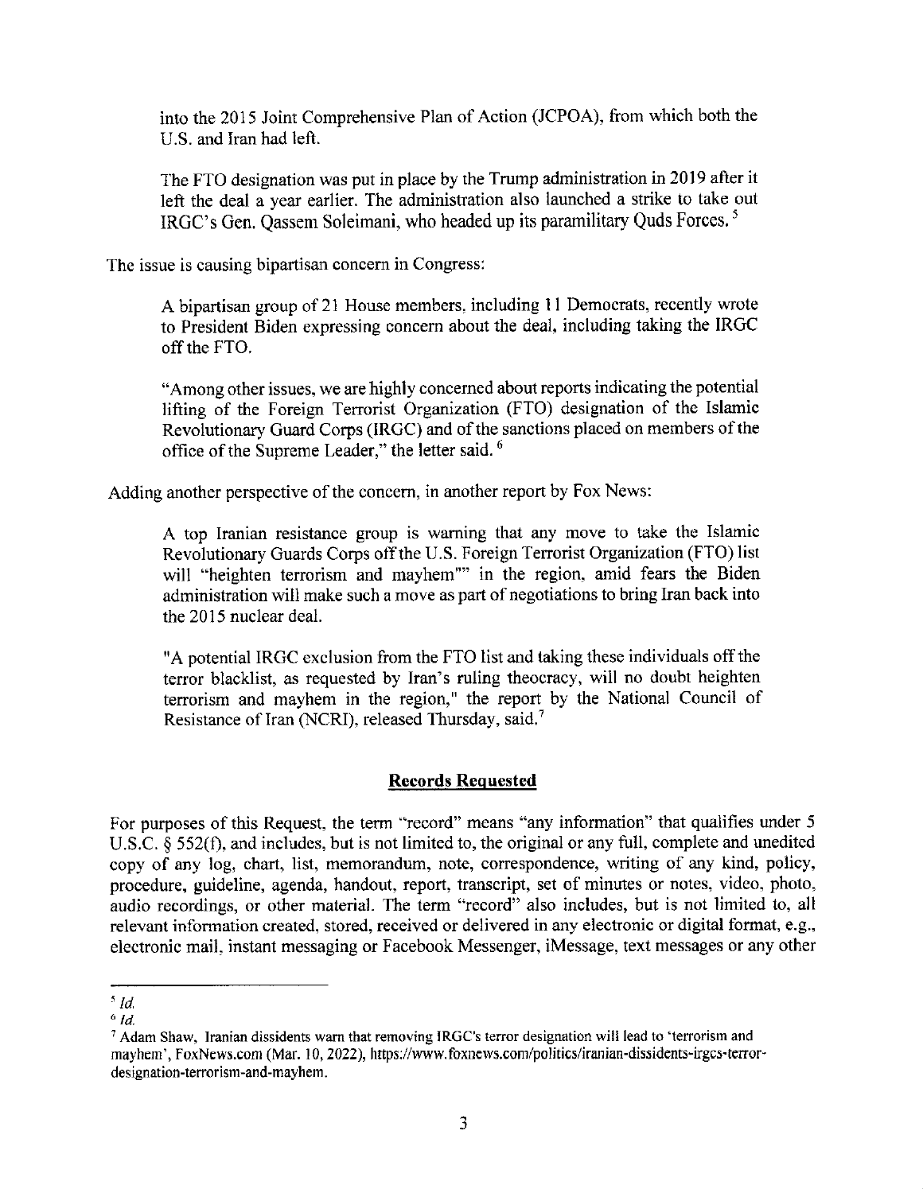> into the 2015 Joint Comprehensive Plan of Action (JCPOA), from which both the U.S. and Iran had left.
>
> The FTO designation was put in place by the Trump administration in 2019 after it left the deal a year earlier. The administration also launched a strike to take out IRGC's Gen. Qassem Soleimani, who headed up its paramilitary Quds Forces. [5]

The issue is causing bipartisan concern in Congress:

> A bipartisan group of 21 House members, including 11 Democrats, recently wrote to President Biden expressing concern about the deal, including taking the IRGC off the FTO.
>
> "Among other issues, we are highly concerned about reports indicating the potential lifting of the Foreign Terrorist Organization (FTO) designation of the Islamic Revolutionary Guard Corps (IRGC) and of the sanctions placed on members of the office of the Supreme Leader," the letter said. [6]

Adding another perspective of the concern, in another report by Fox News:

> A top Iranian resistance group is warning that any move to take the Islamic Revolutionary Guards Corps off the U.S. Foreign Terrorist Organization (FTO) list will "heighten terrorism and mayhem"" in the region, amid fears the Biden administration will make such a move as part of negotiations to bring Iran back into the 2015 nuclear deal.
>
> "A potential IRGC exclusion from the FTO list and taking these individuals off the terror blacklist, as requested by Iran's ruling theocracy, will no doubt heighten terrorism and mayhem in the region," the report by the National Council of Resistance of Iran (NCRI), released Thursday, said.[7]

## Records Requested

For purposes of this Request, the term "record" means "any information" that qualifies under 5 U.S.C. § 552(f), and includes, but is not limited to, the original or any full, complete and unedited copy of any log, chart, list, memorandum, note, correspondence, writing of any kind, policy, procedure, guideline, agenda, handout, report, transcript, set of minutes or notes, video, photo, audio recordings, or other material. The term "record" also includes, but is not limited to, all relevant information created, stored, received or delivered in any electronic or digital format, e.g., electronic mail, instant messaging or Facebook Messenger, iMessage, text messages or any other

---

[5] *Id.*

[6] *Id.*

[7] Adam Shaw, Iranian dissidents warn that removing IRGC's terror designation will lead to 'terrorism and mayhem', FoxNews.com (Mar. 10, 2022), https://www.foxnews.com/politics/iranian-dissidents-irgcs-terror-designation-terrorism-and-mayhem.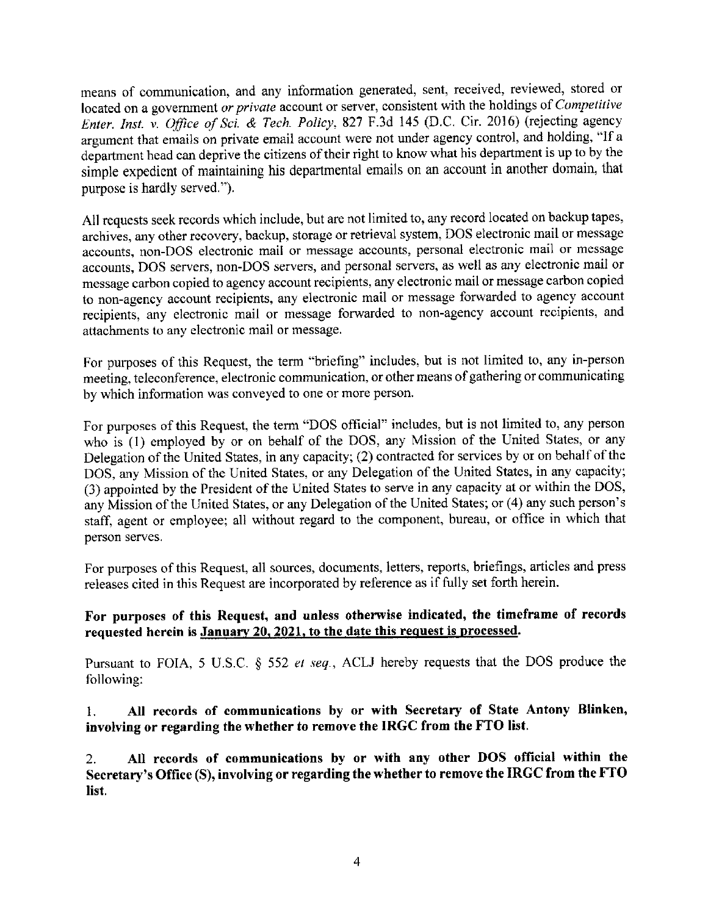means of communication, and any information generated, sent, received, reviewed, stored or located on a government *or private* account or server, consistent with the holdings of *Competitive Enter. Inst. v. Office of Sci. & Tech. Policy*, 827 F.3d 145 (D.C. Cir. 2016) (rejecting agency argument that emails on private email account were not under agency control, and holding, "If a department head can deprive the citizens of their right to know what his department is up to by the simple expedient of maintaining his departmental emails on an account in another domain, that purpose is hardly served.").

All requests seek records which include, but are not limited to, any record located on backup tapes, archives, any other recovery, backup, storage or retrieval system, DOS electronic mail or message accounts, non-DOS electronic mail or message accounts, personal electronic mail or message accounts, DOS servers, non-DOS servers, and personal servers, as well as any electronic mail or message carbon copied to agency account recipients, any electronic mail or message carbon copied to non-agency account recipients, any electronic mail or message forwarded to agency account recipients, any electronic mail or message forwarded to non-agency account recipients, and attachments to any electronic mail or message.

For purposes of this Request, the term "briefing" includes, but is not limited to, any in-person meeting, teleconference, electronic communication, or other means of gathering or communicating by which information was conveyed to one or more person.

For purposes of this Request, the term "DOS official" includes, but is not limited to, any person who is (1) employed by or on behalf of the DOS, any Mission of the United States, or any Delegation of the United States, in any capacity; (2) contracted for services by or on behalf of the DOS, any Mission of the United States, or any Delegation of the United States, in any capacity; (3) appointed by the President of the United States to serve in any capacity at or within the DOS, any Mission of the United States, or any Delegation of the United States; or (4) any such person's staff, agent or employee; all without regard to the component, bureau, or office in which that person serves.

For purposes of this Request, all sources, documents, letters, reports, briefings, articles and press releases cited in this Request are incorporated by reference as if fully set forth herein.

**For purposes of this Request, and unless otherwise indicated, the timeframe of records requested herein is January 20, 2021, to the date this request is processed.**

Pursuant to FOIA, 5 U.S.C. § 552 *et seq.*, ACLJ hereby requests that the DOS produce the following:

1. **All records of communications by or with Secretary of State Antony Blinken, involving or regarding the whether to remove the IRGC from the FTO list.**

2. **All records of communications by or with any other DOS official within the Secretary's Office (S), involving or regarding the whether to remove the IRGC from the FTO list.**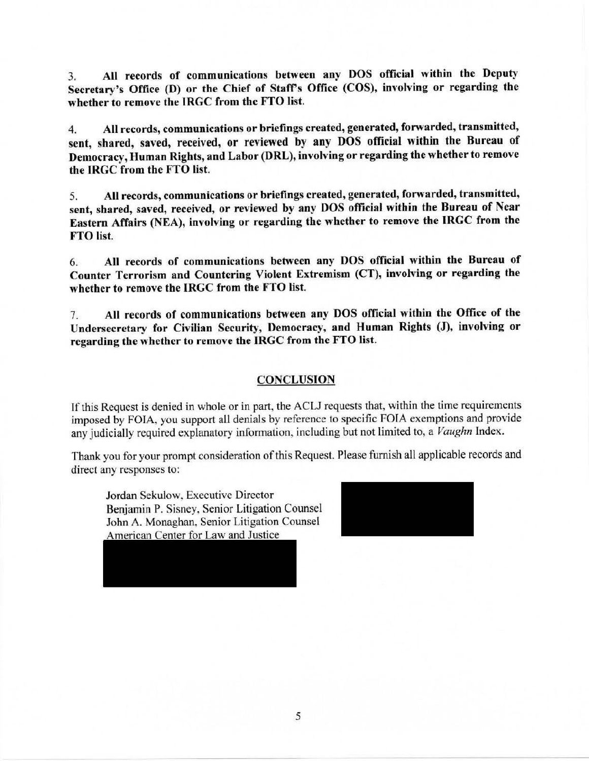3. **All records of communications between any DOS official within the Deputy Secretary's Office (D) or the Chief of Staff's Office (COS), involving or regarding the whether to remove the IRGC from the FTO list.**

4. **All records, communications or briefings created, generated, forwarded, transmitted, sent, shared, saved, received, or reviewed by any DOS official within the Bureau of Democracy, Human Rights, and Labor (DRL), involving or regarding the whether to remove the IRGC from the FTO list.**

5. **All records, communications or briefings created, generated, forwarded, transmitted, sent, shared, saved, received, or reviewed by any DOS official within the Bureau of Near Eastern Affairs (NEA), involving or regarding the whether to remove the IRGC from the FTO list.**

6. **All records of communications between any DOS official within the Bureau of Counter Terrorism and Countering Violent Extremism (CT), involving or regarding the whether to remove the IRGC from the FTO list.**

7. **All records of communications between any DOS official within the Office of the Undersecretary for Civilian Security, Democracy, and Human Rights (J), involving or regarding the whether to remove the IRGC from the FTO list.**

## CONCLUSION

If this Request is denied in whole or in part, the ACLJ requests that, within the time requirements imposed by FOIA, you support all denials by reference to specific FOIA exemptions and provide any judicially required explanatory information, including but not limited to, a *Vaughn* Index.

Thank you for your prompt consideration of this Request. Please furnish all applicable records and direct any responses to:

Jordan Sekulow, Executive Director
Benjamin P. Sisney, Senior Litigation Counsel
John A. Monaghan, Senior Litigation Counsel
American Center for Law and Justice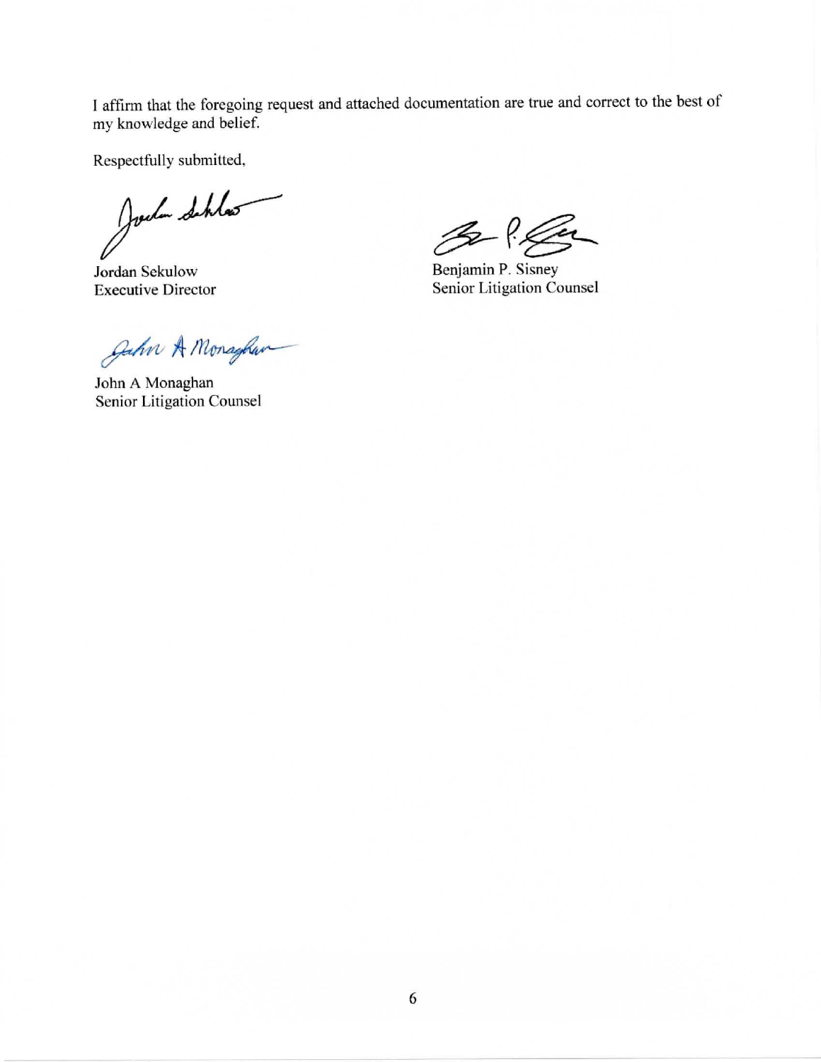I affirm that the foregoing request and attached documentation are true and correct to the best of my knowledge and belief.

Respectfully submitted,

Jordan Sekulow
Executive Director

Benjamin P. Sisney
Senior Litigation Counsel

John A Monaghan
Senior Litigation Counsel